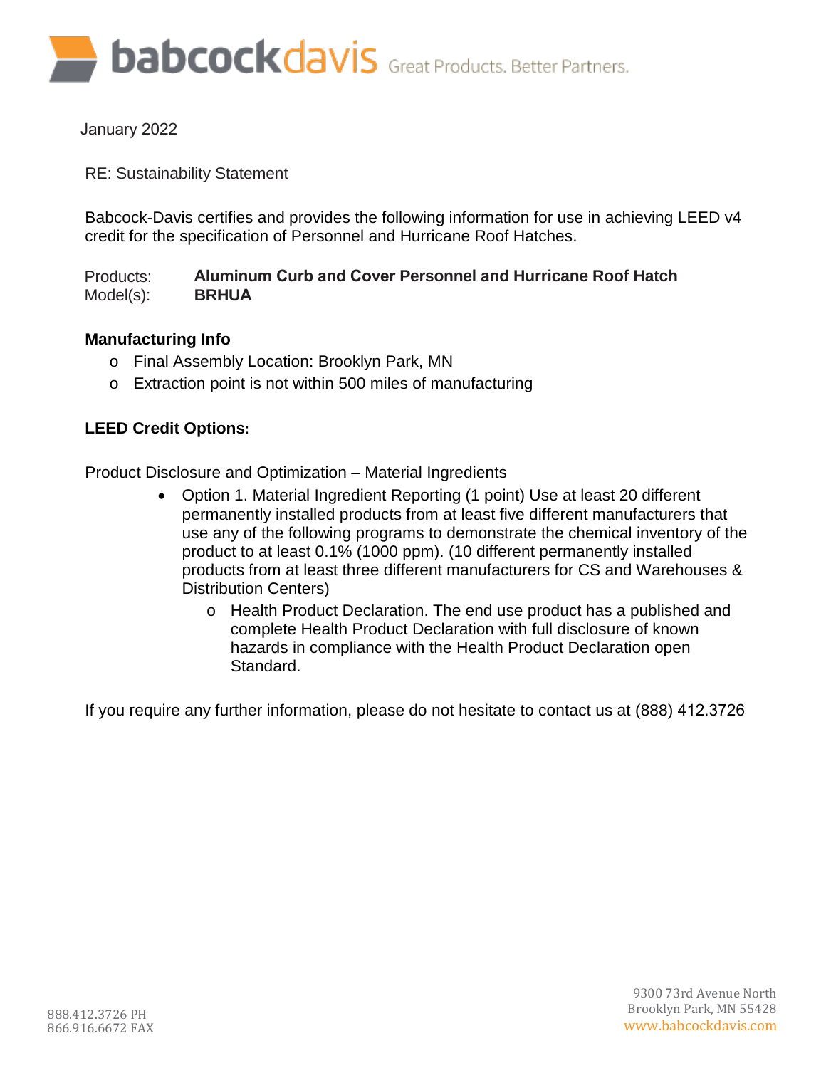babcockdavis Great Products. Better Partners.

January 2022

RE: Sustainability Statement

Babcock-Davis certifies and provides the following information for use in achieving LEED v4 credit for the specification of Personnel and Hurricane Roof Hatches.

Products: **Aluminum Curb and Cover Personnel and Hurricane Roof Hatch**
Model(s): **BRHUA**

**Manufacturing Info**

- Final Assembly Location: Brooklyn Park, MN
- Extraction point is not within 500 miles of manufacturing

**LEED Credit Options**:

Product Disclosure and Optimization – Material Ingredients

- Option 1. Material Ingredient Reporting (1 point) Use at least 20 different permanently installed products from at least five different manufacturers that use any of the following programs to demonstrate the chemical inventory of the product to at least 0.1% (1000 ppm). (10 different permanently installed products from at least three different manufacturers for CS and Warehouses & Distribution Centers)
  - Health Product Declaration. The end use product has a published and complete Health Product Declaration with full disclosure of known hazards in compliance with the Health Product Declaration open Standard.

If you require any further information, please do not hesitate to contact us at (888) 412.3726

888.412.3726 PH
866.916.6672 FAX

9300 73rd Avenue North
Brooklyn Park, MN 55428
www.babcockdavis.com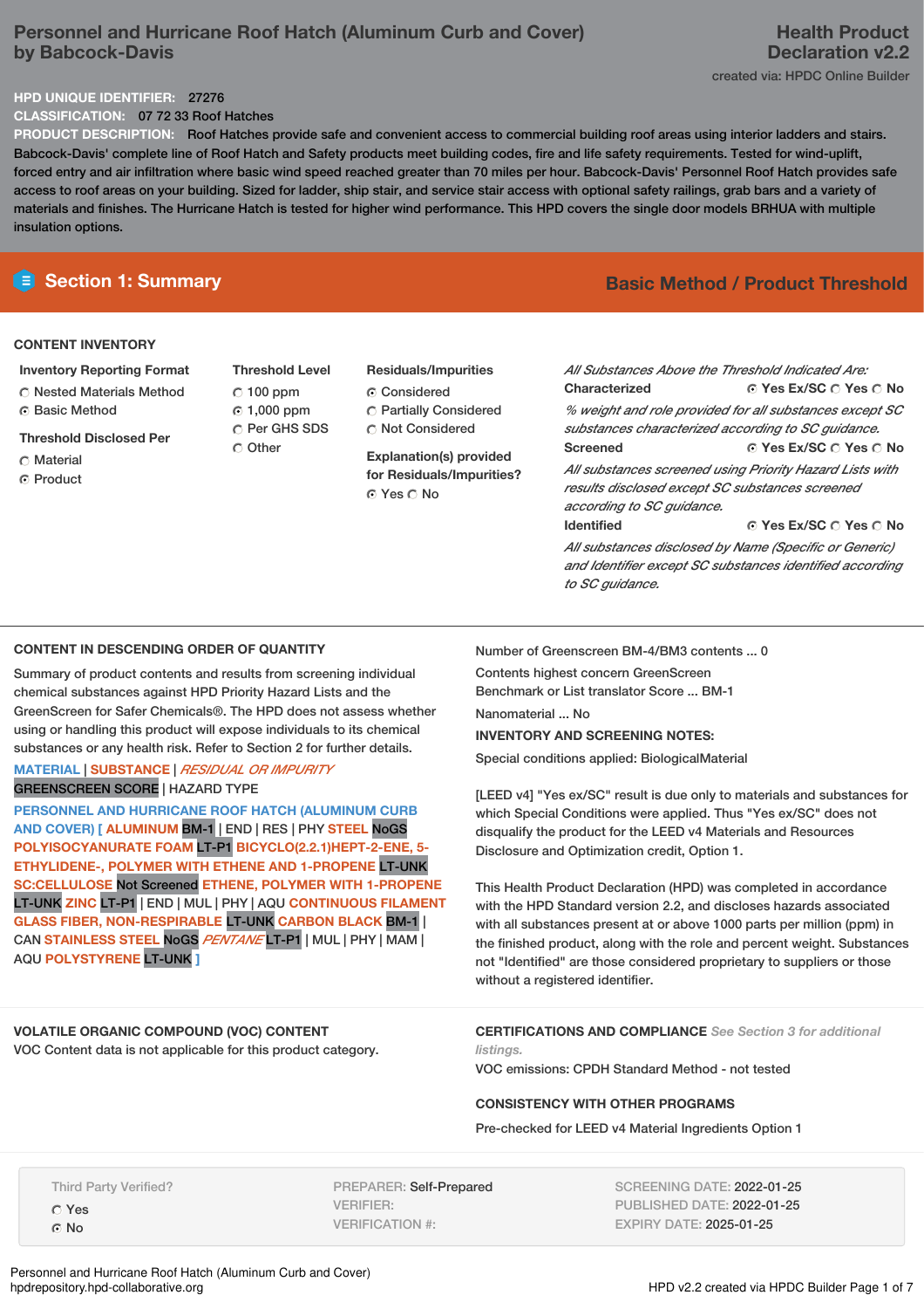# Personnel and Hurricane Roof Hatch (Aluminum Curb and Cover) by Babcock-Davis

**Health Product Declaration v2.2**

created via: HPDC Online Builder

**HPD UNIQUE IDENTIFIER:** 27276

**CLASSIFICATION:** 07 72 33 Roof Hatches

**PRODUCT DESCRIPTION:** Roof Hatches provide safe and convenient access to commercial building roof areas using interior ladders and stairs. Babcock-Davis' complete line of Roof Hatch and Safety products meet building codes, fire and life safety requirements. Tested for wind-uplift, forced entry and air infiltration where basic wind speed reached greater than 70 miles per hour. Babcock-Davis' Personnel Roof Hatch provides safe access to roof areas on your building. Sized for ladder, ship stair, and service stair access with optional safety railings, grab bars and a variety of materials and finishes. The Hurricane Hatch is tested for higher wind performance. This HPD covers the single door models BRHUA with multiple insulation options.

## Section 1: Summary

**Basic Method / Product Threshold**

### CONTENT INVENTORY

**Inventory Reporting Format**
- ○ Nested Materials Method
- ◉ Basic Method

**Threshold Disclosed Per**
- ○ Material
- ◉ Product

**Threshold Level**
- ○ 100 ppm
- ◉ 1,000 ppm
- ○ Per GHS SDS
- ○ Other

**Residuals/Impurities**
- ◉ Considered
- ○ Partially Considered
- ○ Not Considered

**Explanation(s) provided for Residuals/Impurities?**
◉ Yes ○ No

*All Substances Above the Threshold Indicated Are:*

**Characterized** ◉ Yes Ex/SC ○ Yes ○ No
*% weight and role provided for all substances except SC substances characterized according to SC guidance.*

**Screened** ◉ Yes Ex/SC ○ Yes ○ No
*All substances screened using Priority Hazard Lists with results disclosed except SC substances screened according to SC guidance.*

**Identified** ◉ Yes Ex/SC ○ Yes ○ No
*All substances disclosed by Name (Specific or Generic) and Identifier except SC substances identified according to SC guidance.*

### CONTENT IN DESCENDING ORDER OF QUANTITY

Summary of product contents and results from screening individual chemical substances against HPD Priority Hazard Lists and the GreenScreen for Safer Chemicals®. The HPD does not assess whether using or handling this product will expose individuals to its chemical substances or any health risk. Refer to Section 2 for further details.

MATERIAL | SUBSTANCE | *RESIDUAL OR IMPURITY*
GREENSCREEN SCORE | HAZARD TYPE

**PERSONNEL AND HURRICANE ROOF HATCH (ALUMINUM CURB AND COVER) [ ALUMINUM** BM-1 | END | RES | PHY **STEEL** NoGS **POLYISOCYANURATE FOAM** LT-P1 **BICYCLO(2.2.1)HEPT-2-ENE, 5-ETHYLIDENE-, POLYMER WITH ETHENE AND 1-PROPENE** LT-UNK **SC:CELLULOSE** Not Screened **ETHENE, POLYMER WITH 1-PROPENE** LT-UNK **ZINC** LT-P1 | END | MUL | PHY | AQU **CONTINUOUS FILAMENT GLASS FIBER, NON-RESPIRABLE** LT-UNK **CARBON BLACK** BM-1 | CAN **STAINLESS STEEL** NoGS ***PENTANE*** LT-P1 | MUL | PHY | MAM | AQU **POLYSTYRENE** LT-UNK **]**

Number of Greenscreen BM-4/BM3 contents ... 0

Contents highest concern GreenScreen Benchmark or List translator Score ... BM-1

Nanomaterial ... No

**INVENTORY AND SCREENING NOTES:**

Special conditions applied: BiologicalMaterial

[LEED v4] "Yes ex/SC" result is due only to materials and substances for which Special Conditions were applied. Thus "Yes ex/SC" does not disqualify the product for the LEED v4 Materials and Resources Disclosure and Optimization credit, Option 1.

This Health Product Declaration (HPD) was completed in accordance with the HPD Standard version 2.2, and discloses hazards associated with all substances present at or above 1000 parts per million (ppm) in the finished product, along with the role and percent weight. Substances not "Identified" are those considered proprietary to suppliers or those without a registered identifier.

### VOLATILE ORGANIC COMPOUND (VOC) CONTENT

VOC Content data is not applicable for this product category.

### CERTIFICATIONS AND COMPLIANCE *See Section 3 for additional listings.*

VOC emissions: CPDH Standard Method - not tested

### CONSISTENCY WITH OTHER PROGRAMS

Pre-checked for LEED v4 Material Ingredients Option 1

Third Party Verified?
- ○ Yes
- ◉ No

PREPARER: Self-Prepared
VERIFIER:
VERIFICATION #:

SCREENING DATE: 2022-01-25
PUBLISHED DATE: 2022-01-25
EXPIRY DATE: 2025-01-25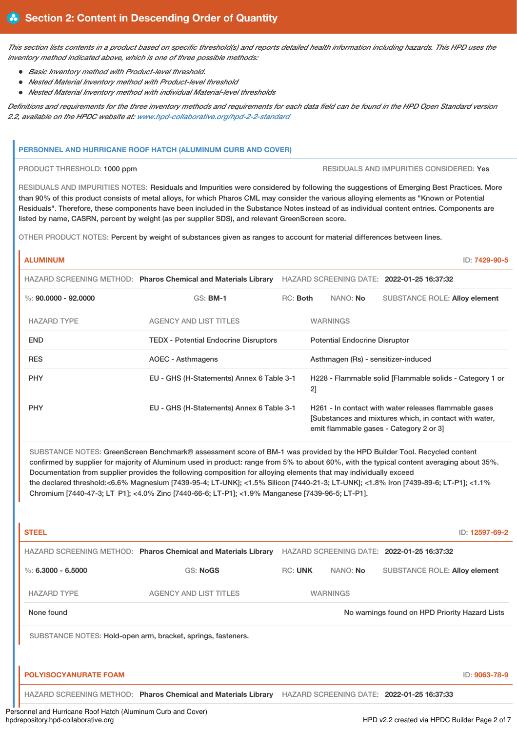## Section 2: Content in Descending Order of Quantity

*This section lists contents in a product based on specific threshold(s) and reports detailed health information including hazards. This HPD uses the inventory method indicated above, which is one of three possible methods:*

- *Basic Inventory method with Product-level threshold.*
- *Nested Material Inventory method with Product-level threshold*
- *Nested Material Inventory method with individual Material-level thresholds*

*Definitions and requirements for the three inventory methods and requirements for each data field can be found in the HPD Open Standard version 2.2, available on the HPDC website at: www.hpd-collaborative.org/hpd-2-2-standard*

### PERSONNEL AND HURRICANE ROOF HATCH (ALUMINUM CURB AND COVER)

PRODUCT THRESHOLD: 1000 ppm

RESIDUALS AND IMPURITIES CONSIDERED: Yes

RESIDUALS AND IMPURITIES NOTES: Residuals and Impurities were considered by following the suggestions of Emerging Best Practices. More than 90% of this product consists of metal alloys, for which Pharos CML may consider the various alloying elements as "Known or Potential Residuals". Therefore, these components have been included in the Substance Notes instead of as individual content entries. Components are listed by name, CASRN, percent by weight (as per supplier SDS), and relevant GreenScreen score.

OTHER PRODUCT NOTES: Percent by weight of substances given as ranges to account for material differences between lines.

#### ALUMINUM

ID: 7429-90-5

HAZARD SCREENING METHOD: Pharos Chemical and Materials Library HAZARD SCREENING DATE: 2022-01-25 16:37:32

%: 90.0000 - 92.0000 GS: BM-1 RC: Both NANO: No SUBSTANCE ROLE: Alloy element

| HAZARD TYPE | AGENCY AND LIST TITLES | WARNINGS |
|---|---|---|
| END | TEDX - Potential Endocrine Disruptors | Potential Endocrine Disruptor |
| RES | AOEC - Asthmagens | Asthmagen (Rs) - sensitizer-induced |
| PHY | EU - GHS (H-Statements) Annex 6 Table 3-1 | H228 - Flammable solid [Flammable solids - Category 1 or 2] |
| PHY | EU - GHS (H-Statements) Annex 6 Table 3-1 | H261 - In contact with water releases flammable gases [Substances and mixtures which, in contact with water, emit flammable gases - Category 2 or 3] |

SUBSTANCE NOTES: GreenScreen Benchmark® assessment score of BM-1 was provided by the HPD Builder Tool. Recycled content confirmed by supplier for majority of Aluminum used in product: range from 5% to about 60%, with the typical content averaging about 35%. Documentation from supplier provides the following composition for alloying elements that may individually exceed the declared threshold:<6.6% Magnesium [7439-95-4; LT-UNK]; <1.5% Silicon [7440-21-3; LT-UNK]; <1.8% Iron [7439-89-6; LT-P1]; <1.1% Chromium [7440-47-3; LT P1]; <4.0% Zinc [7440-66-6; LT-P1]; <1.9% Manganese [7439-96-5; LT-P1].

#### STEEL

ID: 12597-69-2

HAZARD SCREENING METHOD: Pharos Chemical and Materials Library HAZARD SCREENING DATE: 2022-01-25 16:37:32

%: 6.3000 - 6.5000 GS: NoGS RC: UNK NANO: No SUBSTANCE ROLE: Alloy element

| HAZARD TYPE | AGENCY AND LIST TITLES | WARNINGS |
|---|---|---|
| None found | | No warnings found on HPD Priority Hazard Lists |

SUBSTANCE NOTES: Hold-open arm, bracket, springs, fasteners.

#### POLYISOCYANURATE FOAM

ID: 9063-78-9

HAZARD SCREENING METHOD: Pharos Chemical and Materials Library HAZARD SCREENING DATE: 2022-01-25 16:37:33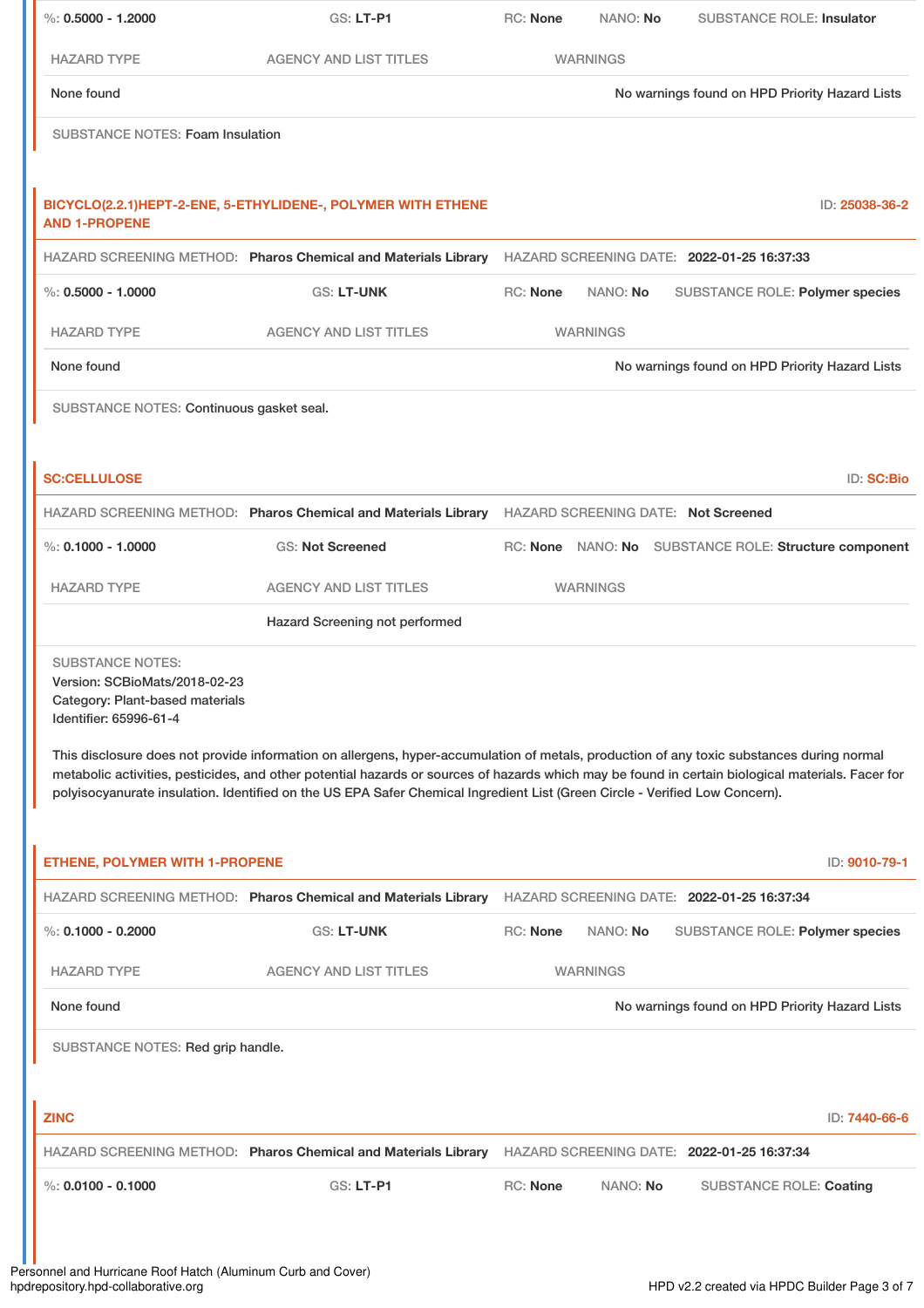%: **0.5000 - 1.2000** GS: **LT-P1** RC: **None** NANO: **No** SUBSTANCE ROLE: **Insulator**

| HAZARD TYPE | AGENCY AND LIST TITLES | WARNINGS |
| --- | --- | --- |
| None found | | No warnings found on HPD Priority Hazard Lists |

SUBSTANCE NOTES: Foam Insulation

## BICYCLO(2.2.1)HEPT-2-ENE, 5-ETHYLIDENE-, POLYMER WITH ETHENE AND 1-PROPENE

ID: **25038-36-2**

HAZARD SCREENING METHOD: **Pharos Chemical and Materials Library** HAZARD SCREENING DATE: **2022-01-25 16:37:33**

%: **0.5000 - 1.0000** GS: **LT-UNK** RC: **None** NANO: **No** SUBSTANCE ROLE: **Polymer species**

| HAZARD TYPE | AGENCY AND LIST TITLES | WARNINGS |
| --- | --- | --- |
| None found | | No warnings found on HPD Priority Hazard Lists |

SUBSTANCE NOTES: Continuous gasket seal.

## SC:CELLULOSE

ID: **SC:Bio**

HAZARD SCREENING METHOD: **Pharos Chemical and Materials Library** HAZARD SCREENING DATE: **Not Screened**

%: **0.1000 - 1.0000** GS: **Not Screened** RC: **None** NANO: **No** SUBSTANCE ROLE: **Structure component**

| HAZARD TYPE | AGENCY AND LIST TITLES | WARNINGS |
| --- | --- | --- |
| | Hazard Screening not performed | |

SUBSTANCE NOTES:
Version: SCBioMats/2018-02-23
Category: Plant-based materials
Identifier: 65996-61-4

This disclosure does not provide information on allergens, hyper-accumulation of metals, production of any toxic substances during normal metabolic activities, pesticides, and other potential hazards or sources of hazards which may be found in certain biological materials. Facer for polyisocyanurate insulation. Identified on the US EPA Safer Chemical Ingredient List (Green Circle - Verified Low Concern).

## ETHENE, POLYMER WITH 1-PROPENE

ID: **9010-79-1**

HAZARD SCREENING METHOD: **Pharos Chemical and Materials Library** HAZARD SCREENING DATE: **2022-01-25 16:37:34**

%: **0.1000 - 0.2000** GS: **LT-UNK** RC: **None** NANO: **No** SUBSTANCE ROLE: **Polymer species**

| HAZARD TYPE | AGENCY AND LIST TITLES | WARNINGS |
| --- | --- | --- |
| None found | | No warnings found on HPD Priority Hazard Lists |

SUBSTANCE NOTES: Red grip handle.

## ZINC

ID: **7440-66-6**

HAZARD SCREENING METHOD: **Pharos Chemical and Materials Library** HAZARD SCREENING DATE: **2022-01-25 16:37:34**

%: **0.0100 - 0.1000** GS: **LT-P1** RC: **None** NANO: **No** SUBSTANCE ROLE: **Coating**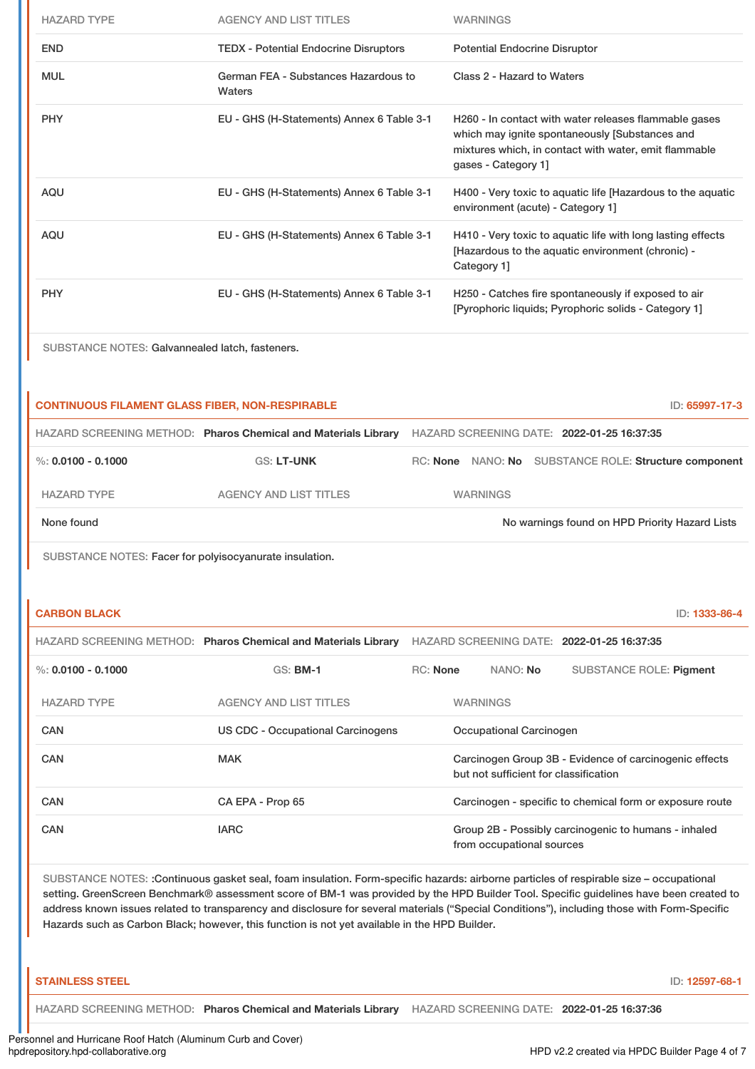| HAZARD TYPE | AGENCY AND LIST TITLES | WARNINGS |
| --- | --- | --- |
| END | TEDX - Potential Endocrine Disruptors | Potential Endocrine Disruptor |
| MUL | German FEA - Substances Hazardous to Waters | Class 2 - Hazard to Waters |
| PHY | EU - GHS (H-Statements) Annex 6 Table 3-1 | H260 - In contact with water releases flammable gases which may ignite spontaneously [Substances and mixtures which, in contact with water, emit flammable gases - Category 1] |
| AQU | EU - GHS (H-Statements) Annex 6 Table 3-1 | H400 - Very toxic to aquatic life [Hazardous to the aquatic environment (acute) - Category 1] |
| AQU | EU - GHS (H-Statements) Annex 6 Table 3-1 | H410 - Very toxic to aquatic life with long lasting effects [Hazardous to the aquatic environment (chronic) - Category 1] |
| PHY | EU - GHS (H-Statements) Annex 6 Table 3-1 | H250 - Catches fire spontaneously if exposed to air [Pyrophoric liquids; Pyrophoric solids - Category 1] |

SUBSTANCE NOTES: Galvannealed latch, fasteners.

### CONTINUOUS FILAMENT GLASS FIBER, NON-RESPIRABLE

ID: 65997-17-3

HAZARD SCREENING METHOD: **Pharos Chemical and Materials Library** HAZARD SCREENING DATE: **2022-01-25 16:37:35**

%: **0.0100 - 0.1000** GS: **LT-UNK** RC: **None** NANO: **No** SUBSTANCE ROLE: **Structure component**

| HAZARD TYPE | AGENCY AND LIST TITLES | WARNINGS |
| --- | --- | --- |
| None found | | No warnings found on HPD Priority Hazard Lists |

SUBSTANCE NOTES: Facer for polyisocyanurate insulation.

### CARBON BLACK

ID: 1333-86-4

HAZARD SCREENING METHOD: **Pharos Chemical and Materials Library** HAZARD SCREENING DATE: **2022-01-25 16:37:35**

%: **0.0100 - 0.1000** GS: **BM-1** RC: **None** NANO: **No** SUBSTANCE ROLE: **Pigment**

| HAZARD TYPE | AGENCY AND LIST TITLES | WARNINGS |
| --- | --- | --- |
| CAN | US CDC - Occupational Carcinogens | Occupational Carcinogen |
| CAN | MAK | Carcinogen Group 3B - Evidence of carcinogenic effects but not sufficient for classification |
| CAN | CA EPA - Prop 65 | Carcinogen - specific to chemical form or exposure route |
| CAN | IARC | Group 2B - Possibly carcinogenic to humans - inhaled from occupational sources |

SUBSTANCE NOTES: :Continuous gasket seal, foam insulation. Form-specific hazards: airborne particles of respirable size – occupational setting. GreenScreen Benchmark® assessment score of BM-1 was provided by the HPD Builder Tool. Specific guidelines have been created to address known issues related to transparency and disclosure for several materials ("Special Conditions"), including those with Form-Specific Hazards such as Carbon Black; however, this function is not yet available in the HPD Builder.

### STAINLESS STEEL

ID: 12597-68-1

HAZARD SCREENING METHOD: **Pharos Chemical and Materials Library** HAZARD SCREENING DATE: **2022-01-25 16:37:36**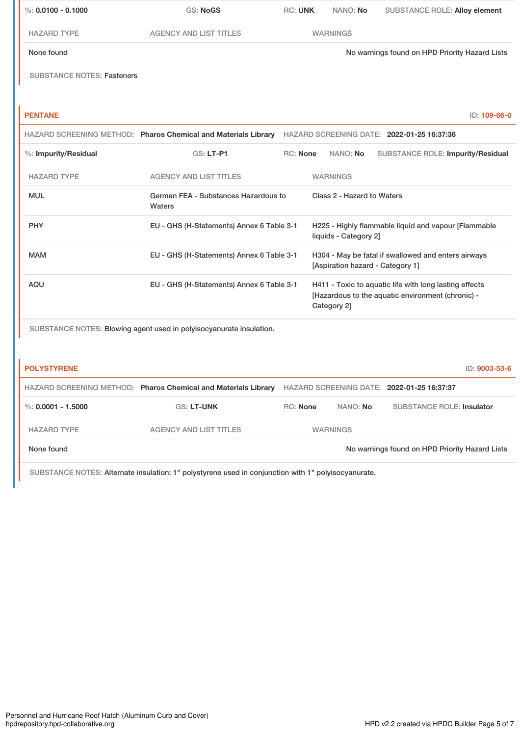%: **0.0100 - 0.1000** GS: **NoGS** RC: **UNK** NANO: **No** SUBSTANCE ROLE: **Alloy element**

| HAZARD TYPE | AGENCY AND LIST TITLES | WARNINGS |
|---|---|---|
| None found | | No warnings found on HPD Priority Hazard Lists |

SUBSTANCE NOTES: Fasteners

## PENTANE

ID: **109-66-0**

HAZARD SCREENING METHOD: **Pharos Chemical and Materials Library** HAZARD SCREENING DATE: **2022-01-25 16:37:36**

%: **Impurity/Residual** GS: **LT-P1** RC: **None** NANO: **No** SUBSTANCE ROLE: **Impurity/Residual**

| HAZARD TYPE | AGENCY AND LIST TITLES | WARNINGS |
|---|---|---|
| MUL | German FEA - Substances Hazardous to Waters | Class 2 - Hazard to Waters |
| PHY | EU - GHS (H-Statements) Annex 6 Table 3-1 | H225 - Highly flammable liquid and vapour [Flammable liquids - Category 2] |
| MAM | EU - GHS (H-Statements) Annex 6 Table 3-1 | H304 - May be fatal if swallowed and enters airways [Aspiration hazard - Category 1] |
| AQU | EU - GHS (H-Statements) Annex 6 Table 3-1 | H411 - Toxic to aquatic life with long lasting effects [Hazardous to the aquatic environment (chronic) - Category 2] |

SUBSTANCE NOTES: Blowing agent used in polyisocyanurate insulation.

## POLYSTYRENE

ID: **9003-53-6**

HAZARD SCREENING METHOD: **Pharos Chemical and Materials Library** HAZARD SCREENING DATE: **2022-01-25 16:37:37**

%: **0.0001 - 1.5000** GS: **LT-UNK** RC: **None** NANO: **No** SUBSTANCE ROLE: **Insulator**

| HAZARD TYPE | AGENCY AND LIST TITLES | WARNINGS |
|---|---|---|
| None found | | No warnings found on HPD Priority Hazard Lists |

SUBSTANCE NOTES: Alternate insulation: 1" polystyrene used in conjunction with 1" polyisocyanurate.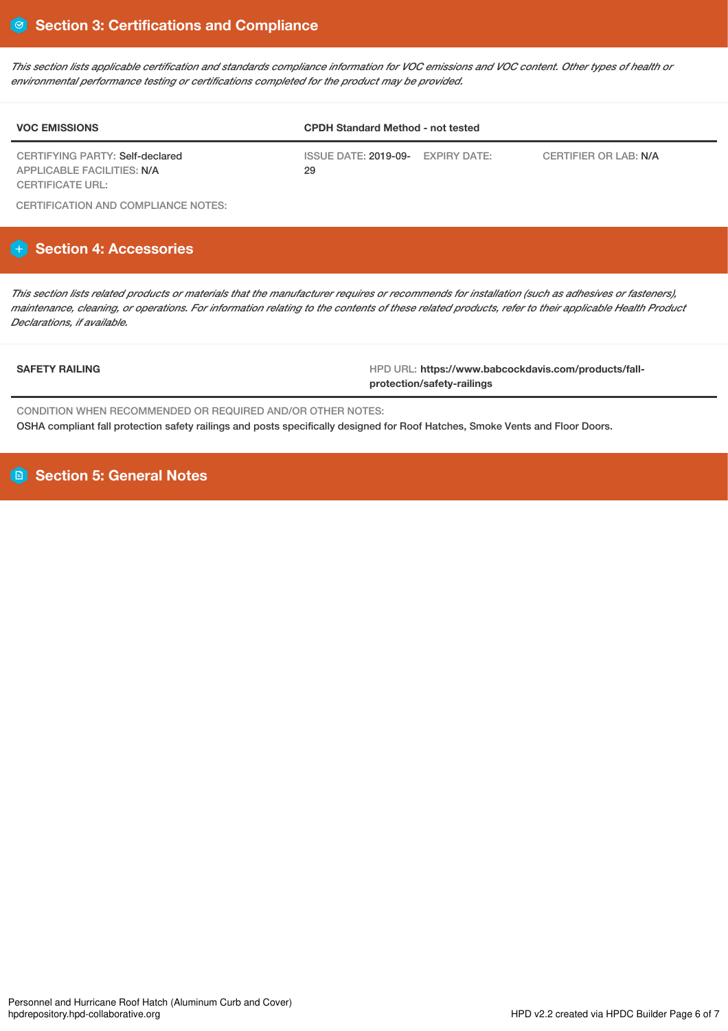## Section 3: Certifications and Compliance

*This section lists applicable certification and standards compliance information for VOC emissions and VOC content. Other types of health or environmental performance testing or certifications completed for the product may be provided.*

| VOC EMISSIONS | CPDH Standard Method - not tested | | |
|---|---|---|---|
| CERTIFYING PARTY: Self-declared<br>APPLICABLE FACILITIES: N/A<br>CERTIFICATE URL: | ISSUE DATE: 2019-09-29 | EXPIRY DATE: | CERTIFIER OR LAB: N/A |

CERTIFICATION AND COMPLIANCE NOTES:

## Section 4: Accessories

*This section lists related products or materials that the manufacturer requires or recommends for installation (such as adhesives or fasteners), maintenance, cleaning, or operations. For information relating to the contents of these related products, refer to their applicable Health Product Declarations, if available.*

| SAFETY RAILING | HPD URL: https://www.babcockdavis.com/products/fall-protection/safety-railings |
|---|---|

CONDITION WHEN RECOMMENDED OR REQUIRED AND/OR OTHER NOTES:

OSHA compliant fall protection safety railings and posts specifically designed for Roof Hatches, Smoke Vents and Floor Doors.

## Section 5: General Notes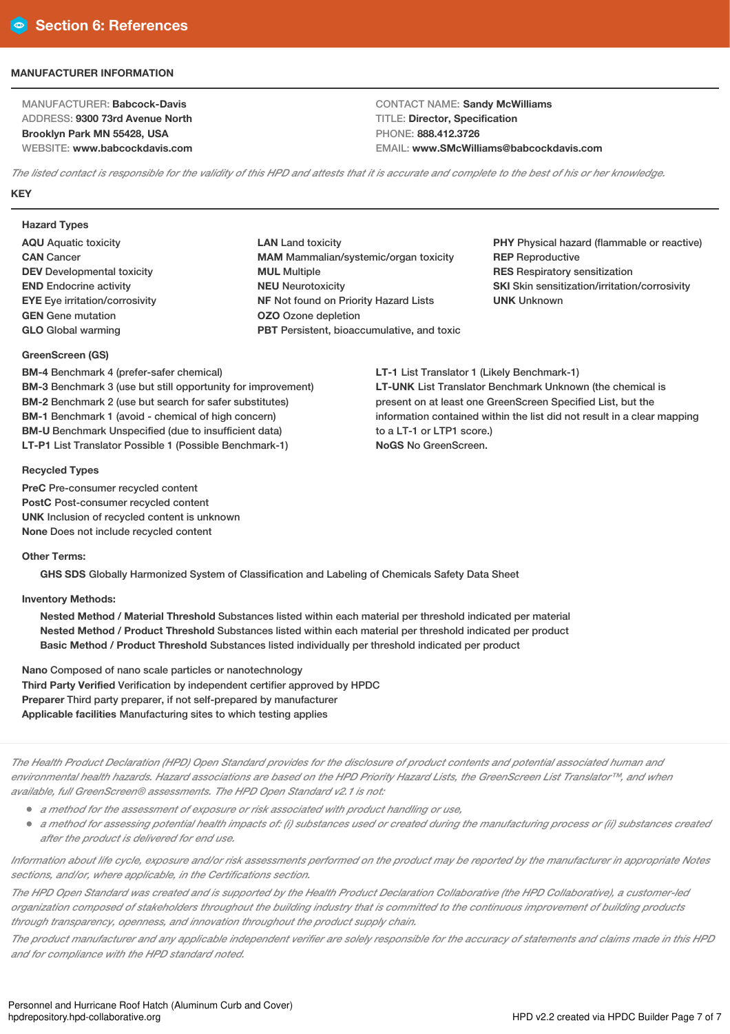# Section 6: References

## MANUFACTURER INFORMATION

MANUFACTURER: **Babcock-Davis**
ADDRESS: **9300 73rd Avenue North**
**Brooklyn Park MN 55428, USA**
WEBSITE: **www.babcockdavis.com**

CONTACT NAME: **Sandy McWilliams**
TITLE: **Director, Specification**
PHONE: **888.412.3726**
EMAIL: **www.SMcWilliams@babcockdavis.com**

*The listed contact is responsible for the validity of this HPD and attests that it is accurate and complete to the best of his or her knowledge.*

## KEY

### Hazard Types

**AQU** Aquatic toxicity
**CAN** Cancer
**DEV** Developmental toxicity
**END** Endocrine activity
**EYE** Eye irritation/corrosivity
**GEN** Gene mutation
**GLO** Global warming
**LAN** Land toxicity
**MAM** Mammalian/systemic/organ toxicity
**MUL** Multiple
**NEU** Neurotoxicity
**NF** Not found on Priority Hazard Lists
**OZO** Ozone depletion
**PBT** Persistent, bioaccumulative, and toxic
**PHY** Physical hazard (flammable or reactive)
**REP** Reproductive
**RES** Respiratory sensitization
**SKI** Skin sensitization/irritation/corrosivity
**UNK** Unknown

### GreenScreen (GS)

**BM-4** Benchmark 4 (prefer-safer chemical)
**BM-3** Benchmark 3 (use but still opportunity for improvement)
**BM-2** Benchmark 2 (use but search for safer substitutes)
**BM-1** Benchmark 1 (avoid - chemical of high concern)
**BM-U** Benchmark Unspecified (due to insufficient data)
**LT-P1** List Translator Possible 1 (Possible Benchmark-1)
**LT-1** List Translator 1 (Likely Benchmark-1)
**LT-UNK** List Translator Benchmark Unknown (the chemical is present on at least one GreenScreen Specified List, but the information contained within the list did not result in a clear mapping to a LT-1 or LTP1 score.)
**NoGS** No GreenScreen.

### Recycled Types

**PreC** Pre-consumer recycled content
**PostC** Post-consumer recycled content
**UNK** Inclusion of recycled content is unknown
**None** Does not include recycled content

### Other Terms:

**GHS SDS** Globally Harmonized System of Classification and Labeling of Chemicals Safety Data Sheet

### Inventory Methods:

**Nested Method / Material Threshold** Substances listed within each material per threshold indicated per material
**Nested Method / Product Threshold** Substances listed within each material per threshold indicated per product
**Basic Method / Product Threshold** Substances listed individually per threshold indicated per product

**Nano** Composed of nano scale particles or nanotechnology
**Third Party Verified** Verification by independent certifier approved by HPDC
**Preparer** Third party preparer, if not self-prepared by manufacturer
**Applicable facilities** Manufacturing sites to which testing applies

*The Health Product Declaration (HPD) Open Standard provides for the disclosure of product contents and potential associated human and environmental health hazards. Hazard associations are based on the HPD Priority Hazard Lists, the GreenScreen List Translator™, and when available, full GreenScreen® assessments. The HPD Open Standard v2.1 is not:*

- *a method for the assessment of exposure or risk associated with product handling or use,*
- *a method for assessing potential health impacts of: (i) substances used or created during the manufacturing process or (ii) substances created after the product is delivered for end use.*

*Information about life cycle, exposure and/or risk assessments performed on the product may be reported by the manufacturer in appropriate Notes sections, and/or, where applicable, in the Certifications section.*

*The HPD Open Standard was created and is supported by the Health Product Declaration Collaborative (the HPD Collaborative), a customer-led organization composed of stakeholders throughout the building industry that is committed to the continuous improvement of building products through transparency, openness, and innovation throughout the product supply chain.*

*The product manufacturer and any applicable independent verifier are solely responsible for the accuracy of statements and claims made in this HPD and for compliance with the HPD standard noted.*